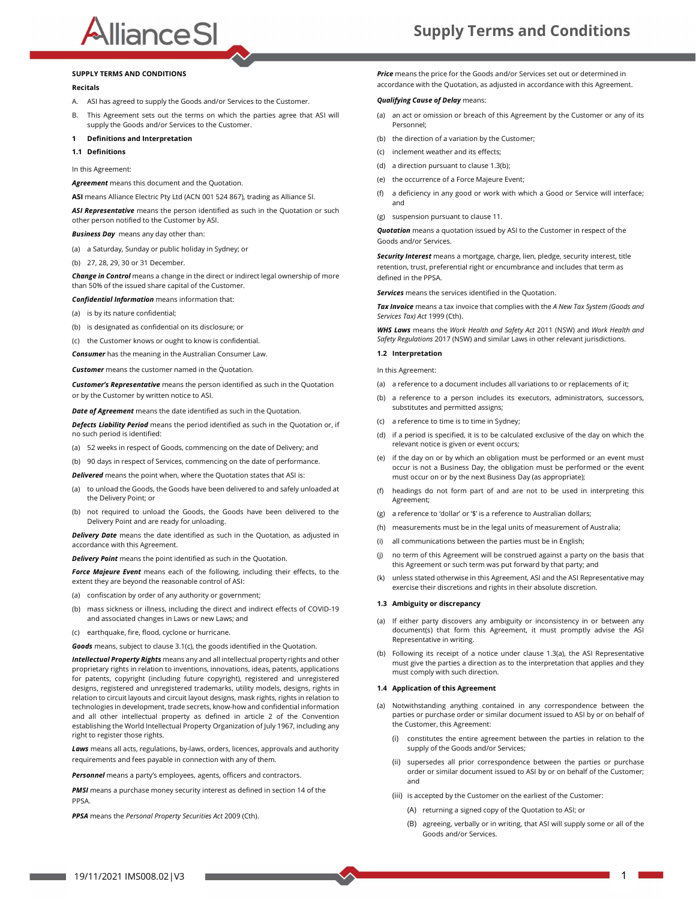# SUPPLY TERMS AND CONDITIONS

## Recitals

A. ASI has agreed to supply the Goods and/or Services to the Customer.

B. This Agreement sets out the terms on which the parties agree that ASI will supply the Goods and/or Services to the Customer.

## 1 Definitions and Interpretation

### 1.1 Definitions

In this Agreement:

***Agreement*** means this document and the Quotation.

**ASI** means Alliance Electric Pty Ltd (ACN 001 524 867), trading as Alliance SI.

***ASI Representative*** means the person identified as such in the Quotation or such other person notified to the Customer by ASI.

***Business Day*** means any day other than:

(a) a Saturday, Sunday or public holiday in Sydney; or

(b) 27, 28, 29, 30 or 31 December.

***Change in Control*** means a change in the direct or indirect legal ownership of more than 50% of the issued share capital of the Customer.

***Confidential Information*** means information that:

(a) is by its nature confidential;

(b) is designated as confidential on its disclosure; or

(c) the Customer knows or ought to know is confidential.

***Consumer*** has the meaning in the Australian Consumer Law.

***Customer*** means the customer named in the Quotation.

***Customer's Representative*** means the person identified as such in the Quotation or by the Customer by written notice to ASI.

***Date of Agreement*** means the date identified as such in the Quotation.

***Defects Liability Period*** means the period identified as such in the Quotation or, if no such period is identified:

(a) 52 weeks in respect of Goods, commencing on the date of Delivery; and

(b) 90 days in respect of Services, commencing on the date of performance.

***Delivered*** means the point when, where the Quotation states that ASI is:

(a) to unload the Goods, the Goods have been delivered to and safely unloaded at the Delivery Point; or

(b) not required to unload the Goods, the Goods have been delivered to the Delivery Point and are ready for unloading.

***Delivery Date*** means the date identified as such in the Quotation, as adjusted in accordance with this Agreement.

***Delivery Point*** means the point identified as such in the Quotation.

***Force Majeure Event*** means each of the following, including their effects, to the extent they are beyond the reasonable control of ASI:

(a) confiscation by order of any authority or government;

(b) mass sickness or illness, including the direct and indirect effects of COVID-19 and associated changes in Laws or new Laws; and

(c) earthquake, fire, flood, cyclone or hurricane.

***Goods*** means, subject to clause 3.1(c), the goods identified in the Quotation.

***Intellectual Property Rights*** means any and all intellectual property rights and other proprietary rights in relation to inventions, innovations, ideas, patents, applications for patents, copyright (including future copyright), registered and unregistered designs, registered and unregistered trademarks, utility models, designs, rights in relation to circuit layouts and circuit layout designs, mask rights, rights in relation to technologies in development, trade secrets, know-how and confidential information and all other intellectual property as defined in article 2 of the Convention establishing the World Intellectual Property Organization of July 1967, including any right to register those rights.

***Laws*** means all acts, regulations, by-laws, orders, licences, approvals and authority requirements and fees payable in connection with any of them.

***Personnel*** means a party's employees, agents, officers and contractors.

***PMSI*** means a purchase money security interest as defined in section 14 of the PPSA.

***PPSA*** means the *Personal Property Securities Act* 2009 (Cth).

***Price*** means the price for the Goods and/or Services set out or determined in accordance with the Quotation, as adjusted in accordance with this Agreement.

***Qualifying Cause of Delay*** means:

(a) an act or omission or breach of this Agreement by the Customer or any of its Personnel;

(b) the direction of a variation by the Customer;

(c) inclement weather and its effects;

(d) a direction pursuant to clause 1.3(b);

(e) the occurrence of a Force Majeure Event;

(f) a deficiency in any good or work with which a Good or Service will interface; and

(g) suspension pursuant to clause 11.

***Quotation*** means a quotation issued by ASI to the Customer in respect of the Goods and/or Services.

***Security Interest*** means a mortgage, charge, lien, pledge, security interest, title retention, trust, preferential right or encumbrance and includes that term as defined in the PPSA.

***Services*** means the services identified in the Quotation.

***Tax Invoice*** means a tax invoice that complies with the *A New Tax System (Goods and Services Tax) Act* 1999 (Cth).

***WHS Laws*** means the *Work Health and Safety Act* 2011 (NSW) and *Work Health and Safety Regulations* 2017 (NSW) and similar Laws in other relevant jurisdictions.

### 1.2 Interpretation

In this Agreement:

(a) a reference to a document includes all variations to or replacements of it;

(b) a reference to a person includes its executors, administrators, successors, substitutes and permitted assigns;

(c) a reference to time is to time in Sydney;

(d) if a period is specified, it is to be calculated exclusive of the day on which the relevant notice is given or event occurs;

(e) if the day on or by which an obligation must be performed or an event must occur is not a Business Day, the obligation must be performed or the event must occur on or by the next Business Day (as appropriate);

(f) headings do not form part of and are not to be used in interpreting this Agreement;

(g) a reference to 'dollar' or '$' is a reference to Australian dollars;

(h) measurements must be in the legal units of measurement of Australia;

(i) all communications between the parties must be in English;

(j) no term of this Agreement will be construed against a party on the basis that this Agreement or such term was put forward by that party; and

(k) unless stated otherwise in this Agreement, ASI and the ASI Representative may exercise their discretions and rights in their absolute discretion.

### 1.3 Ambiguity or discrepancy

(a) If either party discovers any ambiguity or inconsistency in or between any document(s) that form this Agreement, it must promptly advise the ASI Representative in writing.

(b) Following its receipt of a notice under clause 1.3(a), the ASI Representative must give the parties a direction as to the interpretation that applies and they must comply with such direction.

### 1.4 Application of this Agreement

(a) Notwithstanding anything contained in any correspondence between the parties or purchase order or similar document issued to ASI by or on behalf of the Customer, this Agreement:

   (i) constitutes the entire agreement between the parties in relation to the supply of the Goods and/or Services;

   (ii) supersedes all prior correspondence between the parties or purchase order or similar document issued to ASI by or on behalf of the Customer; and

   (iii) is accepted by the Customer on the earliest of the Customer:

      (A) returning a signed copy of the Quotation to ASI; or

      (B) agreeing, verbally or in writing, that ASI will supply some or all of the Goods and/or Services.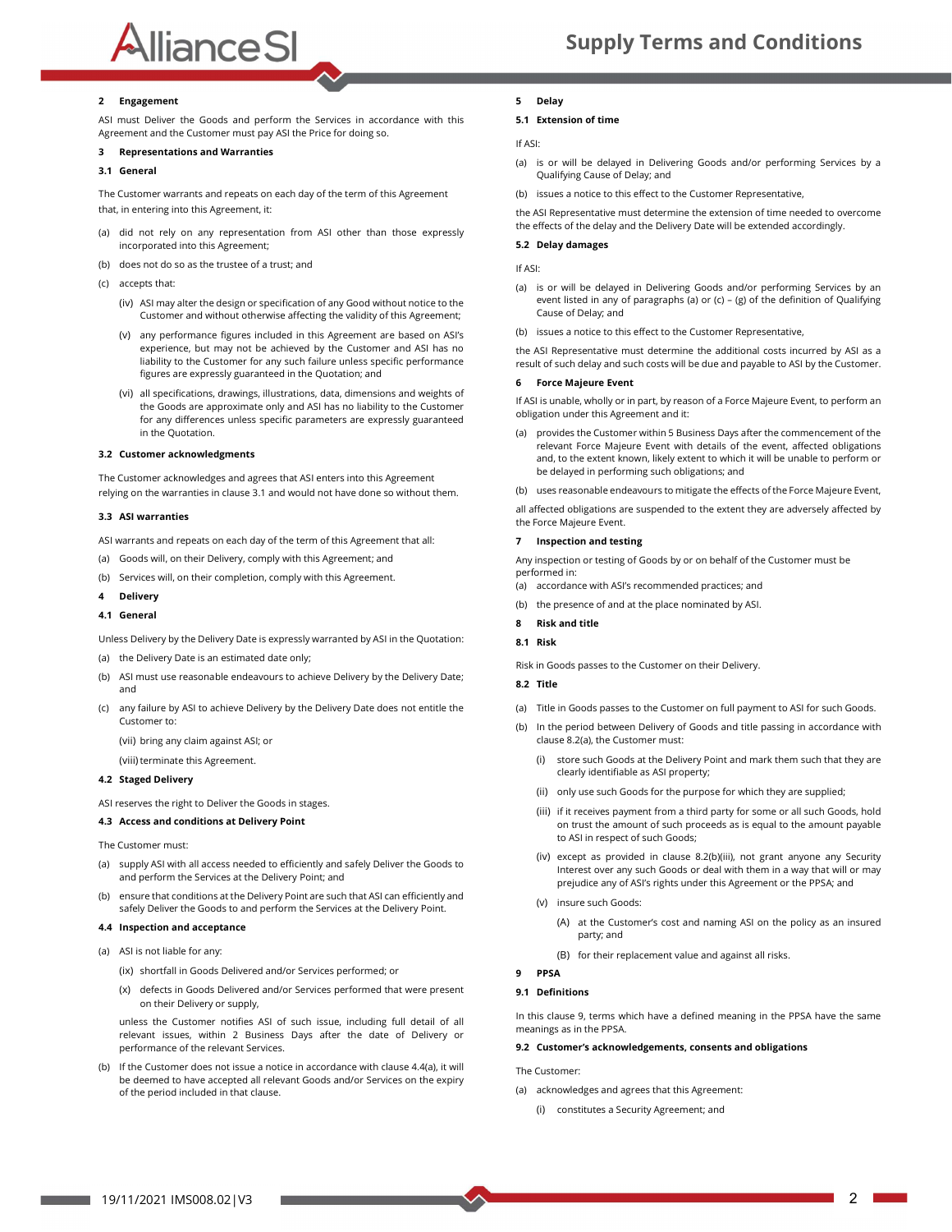## 2 Engagement

ASI must Deliver the Goods and perform the Services in accordance with this Agreement and the Customer must pay ASI the Price for doing so.

## 3 Representations and Warranties

### 3.1 General

The Customer warrants and repeats on each day of the term of this Agreement that, in entering into this Agreement, it:

(a) did not rely on any representation from ASI other than those expressly incorporated into this Agreement;

(b) does not do so as the trustee of a trust; and

(c) accepts that:

(iv) ASI may alter the design or specification of any Good without notice to the Customer and without otherwise affecting the validity of this Agreement;

(v) any performance figures included in this Agreement are based on ASI's experience, but may not be achieved by the Customer and ASI has no liability to the Customer for any such failure unless specific performance figures are expressly guaranteed in the Quotation; and

(vi) all specifications, drawings, illustrations, data, dimensions and weights of the Goods are approximate only and ASI has no liability to the Customer for any differences unless specific parameters are expressly guaranteed in the Quotation.

### 3.2 Customer acknowledgments

The Customer acknowledges and agrees that ASI enters into this Agreement relying on the warranties in clause 3.1 and would not have done so without them.

### 3.3 ASI warranties

ASI warrants and repeats on each day of the term of this Agreement that all:

(a) Goods will, on their Delivery, comply with this Agreement; and

(b) Services will, on their completion, comply with this Agreement.

## 4 Delivery

### 4.1 General

Unless Delivery by the Delivery Date is expressly warranted by ASI in the Quotation:

(a) the Delivery Date is an estimated date only;

(b) ASI must use reasonable endeavours to achieve Delivery by the Delivery Date; and

(c) any failure by ASI to achieve Delivery by the Delivery Date does not entitle the Customer to:

(vii) bring any claim against ASI; or

(viii) terminate this Agreement.

### 4.2 Staged Delivery

ASI reserves the right to Deliver the Goods in stages.

### 4.3 Access and conditions at Delivery Point

The Customer must:

(a) supply ASI with all access needed to efficiently and safely Deliver the Goods to and perform the Services at the Delivery Point; and

(b) ensure that conditions at the Delivery Point are such that ASI can efficiently and safely Deliver the Goods to and perform the Services at the Delivery Point.

### 4.4 Inspection and acceptance

(a) ASI is not liable for any:

(ix) shortfall in Goods Delivered and/or Services performed; or

(x) defects in Goods Delivered and/or Services performed that were present on their Delivery or supply,

unless the Customer notifies ASI of such issue, including full detail of all relevant issues, within 2 Business Days after the date of Delivery or performance of the relevant Services.

(b) If the Customer does not issue a notice in accordance with clause 4.4(a), it will be deemed to have accepted all relevant Goods and/or Services on the expiry of the period included in that clause.

## 5 Delay

### 5.1 Extension of time

If ASI:

(a) is or will be delayed in Delivering Goods and/or performing Services by a Qualifying Cause of Delay; and

(b) issues a notice to this effect to the Customer Representative,

the ASI Representative must determine the extension of time needed to overcome the effects of the delay and the Delivery Date will be extended accordingly.

### 5.2 Delay damages

If ASI:

(a) is or will be delayed in Delivering Goods and/or performing Services by an event listed in any of paragraphs (a) or (c) – (g) of the definition of Qualifying Cause of Delay; and

(b) issues a notice to this effect to the Customer Representative,

the ASI Representative must determine the additional costs incurred by ASI as a result of such delay and such costs will be due and payable to ASI by the Customer.

## 6 Force Majeure Event

If ASI is unable, wholly or in part, by reason of a Force Majeure Event, to perform an obligation under this Agreement and it:

(a) provides the Customer within 5 Business Days after the commencement of the relevant Force Majeure Event with details of the event, affected obligations and, to the extent known, likely extent to which it will be unable to perform or be delayed in performing such obligations; and

(b) uses reasonable endeavours to mitigate the effects of the Force Majeure Event,

all affected obligations are suspended to the extent they are adversely affected by the Force Majeure Event.

## 7 Inspection and testing

Any inspection or testing of Goods by or on behalf of the Customer must be performed in:

(a) accordance with ASI's recommended practices; and

(b) the presence of and at the place nominated by ASI.

## 8 Risk and title

### 8.1 Risk

Risk in Goods passes to the Customer on their Delivery.

### 8.2 Title

(a) Title in Goods passes to the Customer on full payment to ASI for such Goods.

(b) In the period between Delivery of Goods and title passing in accordance with clause 8.2(a), the Customer must:

(i) store such Goods at the Delivery Point and mark them such that they are clearly identifiable as ASI property;

(ii) only use such Goods for the purpose for which they are supplied;

(iii) if it receives payment from a third party for some or all such Goods, hold on trust the amount of such proceeds as is equal to the amount payable to ASI in respect of such Goods;

(iv) except as provided in clause 8.2(b)(iii), not grant anyone any Security Interest over any such Goods or deal with them in a way that will or may prejudice any of ASI's rights under this Agreement or the PPSA; and

(v) insure such Goods:

(A) at the Customer's cost and naming ASI on the policy as an insured party; and

(B) for their replacement value and against all risks.

## 9 PPSA

### 9.1 Definitions

In this clause 9, terms which have a defined meaning in the PPSA have the same meanings as in the PPSA.

### 9.2 Customer's acknowledgements, consents and obligations

The Customer:

(a) acknowledges and agrees that this Agreement:

(i) constitutes a Security Agreement; and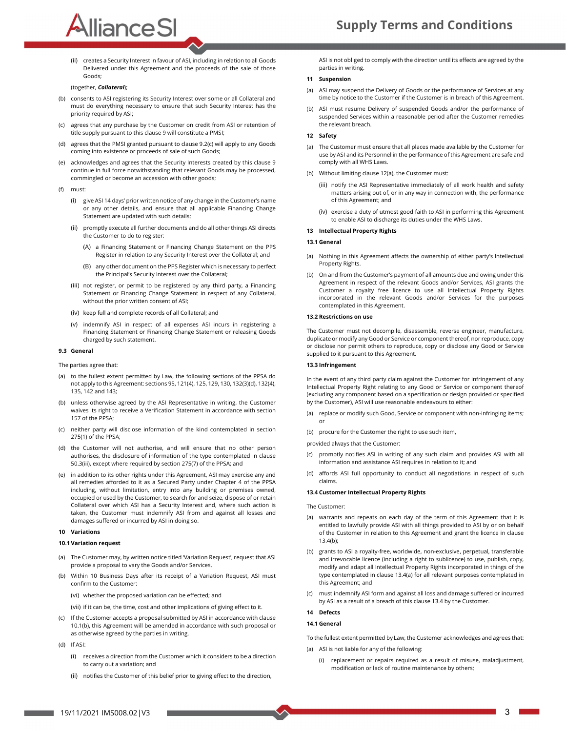(ii) creates a Security Interest in favour of ASI, including in relation to all Goods Delivered under this Agreement and the proceeds of the sale of those Goods;

(together, ***Collateral***);

(b) consents to ASI registering its Security Interest over some or all Collateral and must do everything necessary to ensure that such Security Interest has the priority required by ASI;

(c) agrees that any purchase by the Customer on credit from ASI or retention of title supply pursuant to this clause 9 will constitute a PMSI;

(d) agrees that the PMSI granted pursuant to clause 9.2(c) will apply to any Goods coming into existence or proceeds of sale of such Goods;

(e) acknowledges and agrees that the Security Interests created by this clause 9 continue in full force notwithstanding that relevant Goods may be processed, commingled or become an accession with other goods;

(f) must:

(i) give ASI 14 days' prior written notice of any change in the Customer's name or any other details, and ensure that all applicable Financing Change Statement are updated with such details;

(ii) promptly execute all further documents and do all other things ASI directs the Customer to do to register:

(A) a Financing Statement or Financing Change Statement on the PPS Register in relation to any Security Interest over the Collateral; and

(B) any other document on the PPS Register which is necessary to perfect the Principal's Security Interest over the Collateral;

(iii) not register, or permit to be registered by any third party, a Financing Statement or Financing Change Statement in respect of any Collateral, without the prior written consent of ASI;

(iv) keep full and complete records of all Collateral; and

(v) indemnify ASI in respect of all expenses ASI incurs in registering a Financing Statement or Financing Change Statement or releasing Goods charged by such statement.

**9.3 General**

The parties agree that:

(a) to the fullest extent permitted by Law, the following sections of the PPSA do not apply to this Agreement: sections 95, 121(4), 125, 129, 130, 132(3)(d), 132(4), 135, 142 and 143;

(b) unless otherwise agreed by the ASI Representative in writing, the Customer waives its right to receive a Verification Statement in accordance with section 157 of the PPSA;

(c) neither party will disclose information of the kind contemplated in section 275(1) of the PPSA;

(d) the Customer will not authorise, and will ensure that no other person authorises, the disclosure of information of the type contemplated in clause 50.3(iii), except where required by section 275(7) of the PPSA; and

(e) in addition to its other rights under this Agreement, ASI may exercise any and all remedies afforded to it as a Secured Party under Chapter 4 of the PPSA including, without limitation, entry into any building or premises owned, occupied or used by the Customer, to search for and seize, dispose of or retain Collateral over which ASI has a Security Interest and, where such action is taken, the Customer must indemnify ASI from and against all losses and damages suffered or incurred by ASI in doing so.

**10 Variations**

**10.1 Variation request**

(a) The Customer may, by written notice titled 'Variation Request', request that ASI provide a proposal to vary the Goods and/or Services.

(b) Within 10 Business Days after its receipt of a Variation Request, ASI must confirm to the Customer:

(vi) whether the proposed variation can be effected; and

(vii) if it can be, the time, cost and other implications of giving effect to it.

(c) If the Customer accepts a proposal submitted by ASI in accordance with clause 10.1(b), this Agreement will be amended in accordance with such proposal or as otherwise agreed by the parties in writing.

(d) If ASI:

(i) receives a direction from the Customer which it considers to be a direction to carry out a variation; and

(ii) notifies the Customer of this belief prior to giving effect to the direction,

ASI is not obliged to comply with the direction until its effects are agreed by the parties in writing.

**11 Suspension**

(a) ASI may suspend the Delivery of Goods or the performance of Services at any time by notice to the Customer if the Customer is in breach of this Agreement.

(b) ASI must resume Delivery of suspended Goods and/or the performance of suspended Services within a reasonable period after the Customer remedies the relevant breach.

**12 Safety**

(a) The Customer must ensure that all places made available by the Customer for use by ASI and its Personnel in the performance of this Agreement are safe and comply with all WHS Laws.

(b) Without limiting clause 12(a), the Customer must:

(iii) notify the ASI Representative immediately of all work health and safety matters arising out of, or in any way in connection with, the performance of this Agreement; and

(iv) exercise a duty of utmost good faith to ASI in performing this Agreement to enable ASI to discharge its duties under the WHS Laws.

**13 Intellectual Property Rights**

**13.1 General**

(a) Nothing in this Agreement affects the ownership of either party's Intellectual Property Rights.

(b) On and from the Customer's payment of all amounts due and owing under this Agreement in respect of the relevant Goods and/or Services, ASI grants the Customer a royalty free licence to use all Intellectual Property Rights incorporated in the relevant Goods and/or Services for the purposes contemplated in this Agreement.

**13.2 Restrictions on use**

The Customer must not decompile, disassemble, reverse engineer, manufacture, duplicate or modify any Good or Service or component thereof, nor reproduce, copy or disclose nor permit others to reproduce, copy or disclose any Good or Service supplied to it pursuant to this Agreement.

**13.3 Infringement**

In the event of any third party claim against the Customer for infringement of any Intellectual Property Right relating to any Good or Service or component thereof (excluding any component based on a specification or design provided or specified by the Customer), ASI will use reasonable endeavours to either:

(a) replace or modify such Good, Service or component with non-infringing items; or

(b) procure for the Customer the right to use such item,

provided always that the Customer:

(c) promptly notifies ASI in writing of any such claim and provides ASI with all information and assistance ASI requires in relation to it; and

(d) affords ASI full opportunity to conduct all negotiations in respect of such claims.

**13.4 Customer Intellectual Property Rights**

The Customer:

(a) warrants and repeats on each day of the term of this Agreement that it is entitled to lawfully provide ASI with all things provided to ASI by or on behalf of the Customer in relation to this Agreement and grant the licence in clause 13.4(b);

(b) grants to ASI a royalty-free, worldwide, non-exclusive, perpetual, transferable and irrevocable licence (including a right to sublicence) to use, publish, copy, modify and adapt all Intellectual Property Rights incorporated in things of the type contemplated in clause 13.4(a) for all relevant purposes contemplated in this Agreement; and

(c) must indemnify ASI form and against all loss and damage suffered or incurred by ASI as a result of a breach of this clause 13.4 by the Customer.

**14 Defects**

**14.1 General**

To the fullest extent permitted by Law, the Customer acknowledges and agrees that:

(a) ASI is not liable for any of the following:

(i) replacement or repairs required as a result of misuse, maladjustment, modification or lack of routine maintenance by others;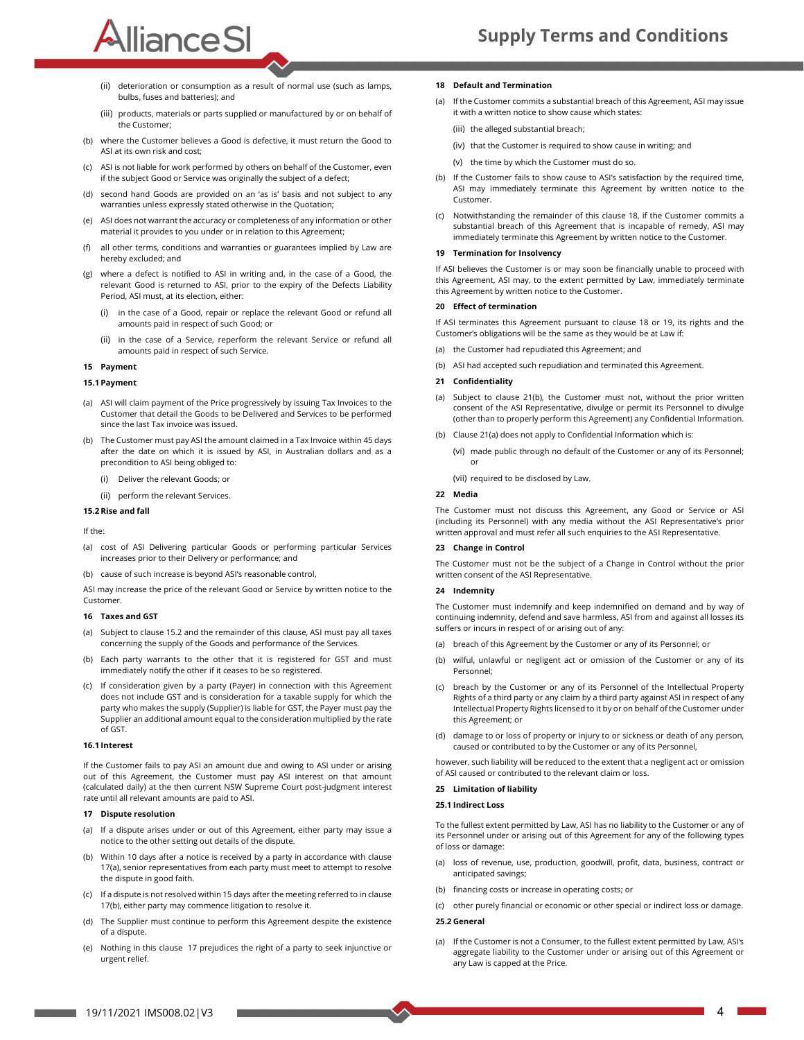(ii) deterioration or consumption as a result of normal use (such as lamps, bulbs, fuses and batteries); and

(iii) products, materials or parts supplied or manufactured by or on behalf of the Customer;

(b) where the Customer believes a Good is defective, it must return the Good to ASI at its own risk and cost;

(c) ASI is not liable for work performed by others on behalf of the Customer, even if the subject Good or Service was originally the subject of a defect;

(d) second hand Goods are provided on an 'as is' basis and not subject to any warranties unless expressly stated otherwise in the Quotation;

(e) ASI does not warrant the accuracy or completeness of any information or other material it provides to you under or in relation to this Agreement;

(f) all other terms, conditions and warranties or guarantees implied by Law are hereby excluded; and

(g) where a defect is notified to ASI in writing and, in the case of a Good, the relevant Good is returned to ASI, prior to the expiry of the Defects Liability Period, ASI must, at its election, either:

(i) in the case of a Good, repair or replace the relevant Good or refund all amounts paid in respect of such Good; or

(ii) in the case of a Service, reperform the relevant Service or refund all amounts paid in respect of such Service.

## 15 Payment

### 15.1 Payment

(a) ASI will claim payment of the Price progressively by issuing Tax Invoices to the Customer that detail the Goods to be Delivered and Services to be performed since the last Tax invoice was issued.

(b) The Customer must pay ASI the amount claimed in a Tax Invoice within 45 days after the date on which it is issued by ASI, in Australian dollars and as a precondition to ASI being obliged to:

(i) Deliver the relevant Goods; or

(ii) perform the relevant Services.

### 15.2 Rise and fall

If the:

(a) cost of ASI Delivering particular Goods or performing particular Services increases prior to their Delivery or performance; and

(b) cause of such increase is beyond ASI's reasonable control,

ASI may increase the price of the relevant Good or Service by written notice to the Customer.

## 16 Taxes and GST

(a) Subject to clause 15.2 and the remainder of this clause, ASI must pay all taxes concerning the supply of the Goods and performance of the Services.

(b) Each party warrants to the other that it is registered for GST and must immediately notify the other if it ceases to be so registered.

(c) If consideration given by a party (Payer) in connection with this Agreement does not include GST and is consideration for a taxable supply for which the party who makes the supply (Supplier) is liable for GST, the Payer must pay the Supplier an additional amount equal to the consideration multiplied by the rate of GST.

### 16.1 Interest

If the Customer fails to pay ASI an amount due and owing to ASI under or arising out of this Agreement, the Customer must pay ASI interest on that amount (calculated daily) at the then current NSW Supreme Court post-judgment interest rate until all relevant amounts are paid to ASI.

## 17 Dispute resolution

(a) If a dispute arises under or out of this Agreement, either party may issue a notice to the other setting out details of the dispute.

(b) Within 10 days after a notice is received by a party in accordance with clause 17(a), senior representatives from each party must meet to attempt to resolve the dispute in good faith.

(c) If a dispute is not resolved within 15 days after the meeting referred to in clause 17(b), either party may commence litigation to resolve it.

(d) The Supplier must continue to perform this Agreement despite the existence of a dispute.

(e) Nothing in this clause 17 prejudices the right of a party to seek injunctive or urgent relief.

## 18 Default and Termination

(a) If the Customer commits a substantial breach of this Agreement, ASI may issue it with a written notice to show cause which states:

(iii) the alleged substantial breach;

(iv) that the Customer is required to show cause in writing; and

(v) the time by which the Customer must do so.

(b) If the Customer fails to show cause to ASI's satisfaction by the required time, ASI may immediately terminate this Agreement by written notice to the Customer.

(c) Notwithstanding the remainder of this clause 18, if the Customer commits a substantial breach of this Agreement that is incapable of remedy, ASI may immediately terminate this Agreement by written notice to the Customer.

## 19 Termination for Insolvency

If ASI believes the Customer is or may soon be financially unable to proceed with this Agreement, ASI may, to the extent permitted by Law, immediately terminate this Agreement by written notice to the Customer.

## 20 Effect of termination

If ASI terminates this Agreement pursuant to clause 18 or 19, its rights and the Customer's obligations will be the same as they would be at Law if:

(a) the Customer had repudiated this Agreement; and

(b) ASI had accepted such repudiation and terminated this Agreement.

## 21 Confidentiality

(a) Subject to clause 21(b), the Customer must not, without the prior written consent of the ASI Representative, divulge or permit its Personnel to divulge (other than to properly perform this Agreement) any Confidential Information.

(b) Clause 21(a) does not apply to Confidential Information which is:

(vi) made public through no default of the Customer or any of its Personnel; or

(vii) required to be disclosed by Law.

## 22 Media

The Customer must not discuss this Agreement, any Good or Service or ASI (including its Personnel) with any media without the ASI Representative's prior written approval and must refer all such enquiries to the ASI Representative.

## 23 Change in Control

The Customer must not be the subject of a Change in Control without the prior written consent of the ASI Representative.

## 24 Indemnity

The Customer must indemnify and keep indemnified on demand and by way of continuing indemnity, defend and save harmless, ASI from and against all losses its suffers or incurs in respect of or arising out of any:

(a) breach of this Agreement by the Customer or any of its Personnel; or

(b) wilful, unlawful or negligent act or omission of the Customer or any of its Personnel;

(c) breach by the Customer or any of its Personnel of the Intellectual Property Rights of a third party or any claim by a third party against ASI in respect of any Intellectual Property Rights licensed to it by or on behalf of the Customer under this Agreement; or

(d) damage to or loss of property or injury to or sickness or death of any person, caused or contributed to by the Customer or any of its Personnel,

however, such liability will be reduced to the extent that a negligent act or omission of ASI caused or contributed to the relevant claim or loss.

## 25 Limitation of liability

### 25.1 Indirect Loss

To the fullest extent permitted by Law, ASI has no liability to the Customer or any of its Personnel under or arising out of this Agreement for any of the following types of loss or damage:

(a) loss of revenue, use, production, goodwill, profit, data, business, contract or anticipated savings;

(b) financing costs or increase in operating costs; or

(c) other purely financial or economic or other special or indirect loss or damage.

### 25.2 General

(a) If the Customer is not a Consumer, to the fullest extent permitted by Law, ASI's aggregate liability to the Customer under or arising out of this Agreement or any Law is capped at the Price.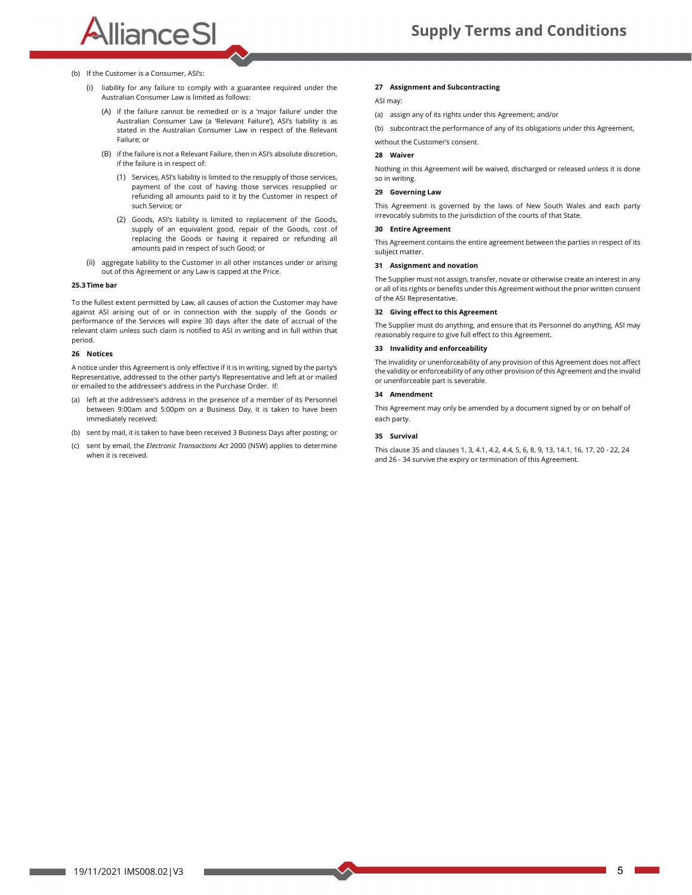(b) If the Customer is a Consumer, ASI's:

(i) liability for any failure to comply with a guarantee required under the Australian Consumer Law is limited as follows:

(A) if the failure cannot be remedied or is a 'major failure' under the Australian Consumer Law (a 'Relevant Failure'), ASI's liability is as stated in the Australian Consumer Law in respect of the Relevant Failure; or

(B) if the failure is not a Relevant Failure, then in ASI's absolute discretion, if the failure is in respect of:

(1) Services, ASI's liability is limited to the resupply of those services, payment of the cost of having those services resupplied or refunding all amounts paid to it by the Customer in respect of such Service; or

(2) Goods, ASI's liability is limited to replacement of the Goods, supply of an equivalent good, repair of the Goods, cost of replacing the Goods or having it repaired or refunding all amounts paid in respect of such Good; or

(ii) aggregate liability to the Customer in all other instances under or arising out of this Agreement or any Law is capped at the Price.

**25.3 Time bar**

To the fullest extent permitted by Law, all causes of action the Customer may have against ASI arising out of or in connection with the supply of the Goods or performance of the Services will expire 30 days after the date of accrual of the relevant claim unless such claim is notified to ASI in writing and in full within that period.

**26 Notices**

A notice under this Agreement is only effective if it is in writing, signed by the party's Representative, addressed to the other party's Representative and left at or mailed or emailed to the addressee's address in the Purchase Order. If:

(a) left at the addressee's address in the presence of a member of its Personnel between 9:00am and 5:00pm on a Business Day, it is taken to have been immediately received;

(b) sent by mail, it is taken to have been received 3 Business Days after posting; or

(c) sent by email, the *Electronic Transactions Act* 2000 (NSW) applies to determine when it is received.

**27 Assignment and Subcontracting**

ASI may:

(a) assign any of its rights under this Agreement; and/or

(b) subcontract the performance of any of its obligations under this Agreement,

without the Customer's consent.

**28 Waiver**

Nothing in this Agreement will be waived, discharged or released unless it is done so in writing.

**29 Governing Law**

This Agreement is governed by the laws of New South Wales and each party irrevocably submits to the jurisdiction of the courts of that State.

**30 Entire Agreement**

This Agreement contains the entire agreement between the parties in respect of its subject matter.

**31 Assignment and novation**

The Supplier must not assign, transfer, novate or otherwise create an interest in any or all of its rights or benefits under this Agreement without the prior written consent of the ASI Representative.

**32 Giving effect to this Agreement**

The Supplier must do anything, and ensure that its Personnel do anything, ASI may reasonably require to give full effect to this Agreement.

**33 Invalidity and enforceability**

The invalidity or unenforceability of any provision of this Agreement does not affect the validity or enforceability of any other provision of this Agreement and the invalid or unenforceable part is severable.

**34 Amendment**

This Agreement may only be amended by a document signed by or on behalf of each party.

**35 Survival**

This clause 35 and clauses 1, 3, 4.1, 4.2, 4.4, 5, 6, 8, 9, 13, 14.1, 16, 17, 20 - 22, 24 and 26 - 34 survive the expiry or termination of this Agreement.